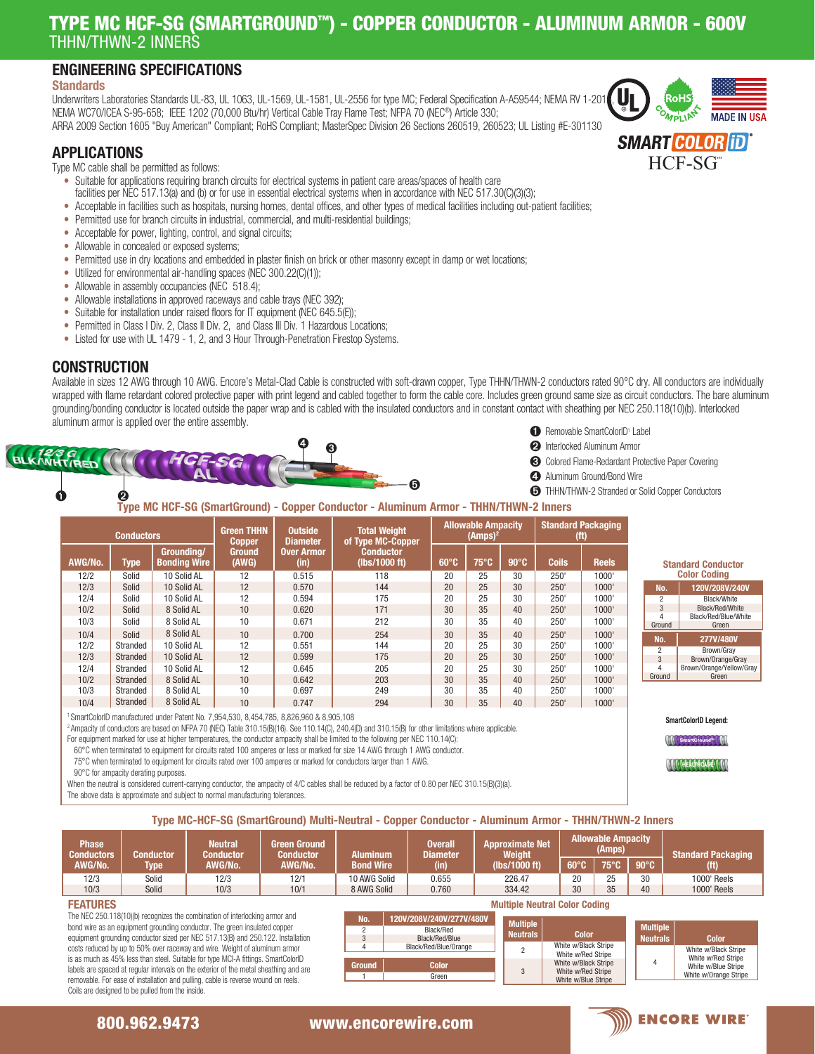# TYPE MC HCF-SG (SMARTGROUND™) - COPPER CONDUCTOR - ALUMINUM ARMOR - 600V

THHN/THWN-2 INNERS

## ENGINEERING SPECIFICATIONS

**Standards**

Underwriters Laboratories Standards UL-83, UL 1063, UL-1569, UL-1581, UL-2556 for type MC; Federal Specification A-A59544; NEMA RV 1-2010; NEMA WC70/ICEA S-95-658; IEEE 1202 (70,000 Btu/hr) Vertical Cable Tray Flame Test; NFPA 70 (NEC®) Article 330; ARRA 2009 Section 1605 "Buy American" Compliant; RoHS Compliant; MasterSpec Division 26 Sections 260519, 260523; UL Listing #E-301130

RoHS COMPLIANT · MADE IN USA · SMART COLOR iD® HCF-SG™

## APPLICATIONS

Type MC cable shall be permitted as follows:

- Suitable for applications requiring branch circuits for electrical systems in patient care areas/spaces of health care facilities per NEC 517.13(a) and (b) or for use in essential electrical systems when in accordance with NEC 517.30(C)(3)(3);
- Acceptable in facilities such as hospitals, nursing homes, dental offices, and other types of medical facilities including out-patient facilities;
- Permitted use for branch circuits in industrial, commercial, and multi-residential buildings;
- Acceptable for power, lighting, control, and signal circuits;
- Allowable in concealed or exposed systems;
- Permitted use in dry locations and embedded in plaster finish on brick or other masonry except in damp or wet locations;
- Utilized for environmental air-handling spaces (NEC 300.22(C)(1));
- Allowable in assembly occupancies (NEC 518.4);
- Allowable installations in approved raceways and cable trays (NEC 392);
- Suitable for installation under raised floors for IT equipment (NEC 645.5(E));
- Permitted in Class I Div. 2, Class II Div. 2, and Class III Div. 1 Hazardous Locations;
- Listed for use with UL 1479 - 1, 2, and 3 Hour Through-Penetration Firestop Systems.

## CONSTRUCTION

Available in sizes 12 AWG through 10 AWG. Encore's Metal-Clad Cable is constructed with soft-drawn copper, Type THHN/THWN-2 conductors rated 90°C dry. All conductors are individually wrapped with flame retardant colored protective paper with print legend and cabled together to form the cable core. Includes green ground same size as circuit conductors. The bare aluminum grounding/bonding conductor is located outside the paper wrap and is cabled with the insulated conductors and in constant contact with sheathing per NEC 250.118(10)(b). Interlocked aluminum armor is applied over the entire assembly.

1. Removable SmartColorID[1] Label
2. Interlocked Aluminum Armor
3. Colored Flame-Redardant Protective Paper Covering
4. Aluminum Ground/Bond Wire
5. THHN/THWN-2 Stranded or Solid Copper Conductors

### Type MC HCF-SG (SmartGround) - Copper Conductor - Aluminum Armor - THHN/THWN-2 Inners

| Conductors | | | Green THHN Copper Ground (AWG) | Outside Diameter Over Armor (in) | Total Weight of Type MC-Copper Conductor (lbs/1000 ft) | Allowable Ampacity (Amps)[2] | | | Standard Packaging (ft) | |
|---|---|---|---|---|---|---|---|---|---|---|
| AWG/No. | Type | Grounding/ Bonding Wire | | | | 60°C | 75°C | 90°C | Coils | Reels |
| 12/2 | Solid | 10 Solid AL | 12 | 0.515 | 118 | 20 | 25 | 30 | 250' | 1000' |
| 12/3 | Solid | 10 Solid AL | 12 | 0.570 | 144 | 20 | 25 | 30 | 250' | 1000' |
| 12/4 | Solid | 10 Solid AL | 12 | 0.594 | 175 | 20 | 25 | 30 | 250' | 1000' |
| 10/2 | Solid | 8 Solid AL | 10 | 0.620 | 171 | 30 | 35 | 40 | 250' | 1000' |
| 10/3 | Solid | 8 Solid AL | 10 | 0.671 | 212 | 30 | 35 | 40 | 250' | 1000' |
| 10/4 | Solid | 8 Solid AL | 10 | 0.700 | 254 | 30 | 35 | 40 | 250' | 1000' |
| 12/2 | Stranded | 10 Solid AL | 12 | 0.551 | 144 | 20 | 25 | 30 | 250' | 1000' |
| 12/3 | Stranded | 10 Solid AL | 12 | 0.599 | 175 | 20 | 25 | 30 | 250' | 1000' |
| 12/4 | Stranded | 10 Solid AL | 12 | 0.645 | 205 | 20 | 25 | 30 | 250' | 1000' |
| 10/2 | Stranded | 8 Solid AL | 10 | 0.642 | 203 | 30 | 35 | 40 | 250' | 1000' |
| 10/3 | Stranded | 8 Solid AL | 10 | 0.697 | 249 | 30 | 35 | 40 | 250' | 1000' |
| 10/4 | Stranded | 8 Solid AL | 10 | 0.747 | 294 | 30 | 35 | 40 | 250' | 1000' |

[1] SmartColorID manufactured under Patent No. 7,954,530, 8,454,785, 8,826,960 & 8,905,108

[2] Ampacity of conductors are based on NFPA 70 (NEC) Table 310.15(B)(16). See 110.14(C), 240.4(D) and 310.15(B) for other limitations where applicable.

For equipment marked for use at higher temperatures, the conductor ampacity shall be limited to the following per NEC 110.14(C):

60°C when terminated to equipment for circuits rated 100 amperes or less or marked for size 14 AWG through 1 AWG conductor.

75°C when terminated to equipment for circuits rated over 100 amperes or marked for conductors larger than 1 AWG.

90°C for ampacity derating purposes.

When the neutral is considered current-carrying conductor, the ampacity of 4/C cables shall be reduced by a factor of 0.80 per NEC 310.15(B)(3)(a).

The above data is approximate and subject to normal manufacturing tolerances.

**Standard Conductor Color Coding**

| No. | 120V/208V/240V |
|---|---|
| 2 | Black/White |
| 3 | Black/Red/White |
| 4 | Black/Red/Blue/White |
| Ground | Green |

| No. | 277V/480V |
|---|---|
| 2 | Brown/Gray |
| 3 | Brown/Orange/Gray |
| 4 | Brown/Orange/Yellow/Gray |
| Ground | Green |

**SmartColorID Legend:**

### Type MC-HCF-SG (SmartGround) Multi-Neutral - Copper Conductor - Aluminum Armor - THHN/THWN-2 Inners

| Phase Conductors AWG/No. | Conductor Type | Neutral Conductor AWG/No. | Green Ground Conductor AWG/No. | Aluminum Bond Wire | Overall Diameter (in) | Approximate Net Weight (lbs/1000 ft) | Allowable Ampacity (Amps) | | | Standard Packaging (ft) |
|---|---|---|---|---|---|---|---|---|---|---|
| | | | | | | | 60°C | 75°C | 90°C | |
| 12/3 | Solid | 12/3 | 12/1 | 10 AWG Solid | 0.655 | 226.47 | 20 | 25 | 30 | 1000' Reels |
| 10/3 | Solid | 10/3 | 10/1 | 8 AWG Solid | 0.760 | 334.42 | 30 | 35 | 40 | 1000' Reels |

## FEATURES

The NEC 250.118(10)(b) recognizes the combination of interlocking armor and bond wire as an equipment grounding conductor. The green insulated copper equipment grounding conductor sized per NEC 517.13(B) and 250.122. Installation costs reduced by up to 50% over raceway and wire. Weight of aluminum armor is as much as 45% less than steel. Suitable for type MCI-A fittings. SmartColorID labels are spaced at regular intervals on the exterior of the metal sheathing and are removable. For ease of installation and pulling, cable is reverse wound on reels. Coils are designed to be pulled from the inside.

**Multiple Neutral Color Coding**

| No. | 120V/208V/240V/277V/480V |
|---|---|
| 2 | Black/Red |
| 3 | Black/Red/Blue |
| 4 | Black/Red/Blue/Orange |

| Ground | Color |
|---|---|
| 1 | Green |

| Multiple Neutrals | Color |
|---|---|
| 2 | White w/Black Stripe, White w/Red Stripe |
| 3 | White w/Black Stripe, White w/Red Stripe, White w/Blue Stripe |

| Multiple Neutrals | Color |
|---|---|
| 4 | White w/Black Stripe, White w/Red Stripe, White w/Blue Stripe, White w/Orange Stripe |

800.962.9473 · www.encorewire.com · ENCORE WIRE®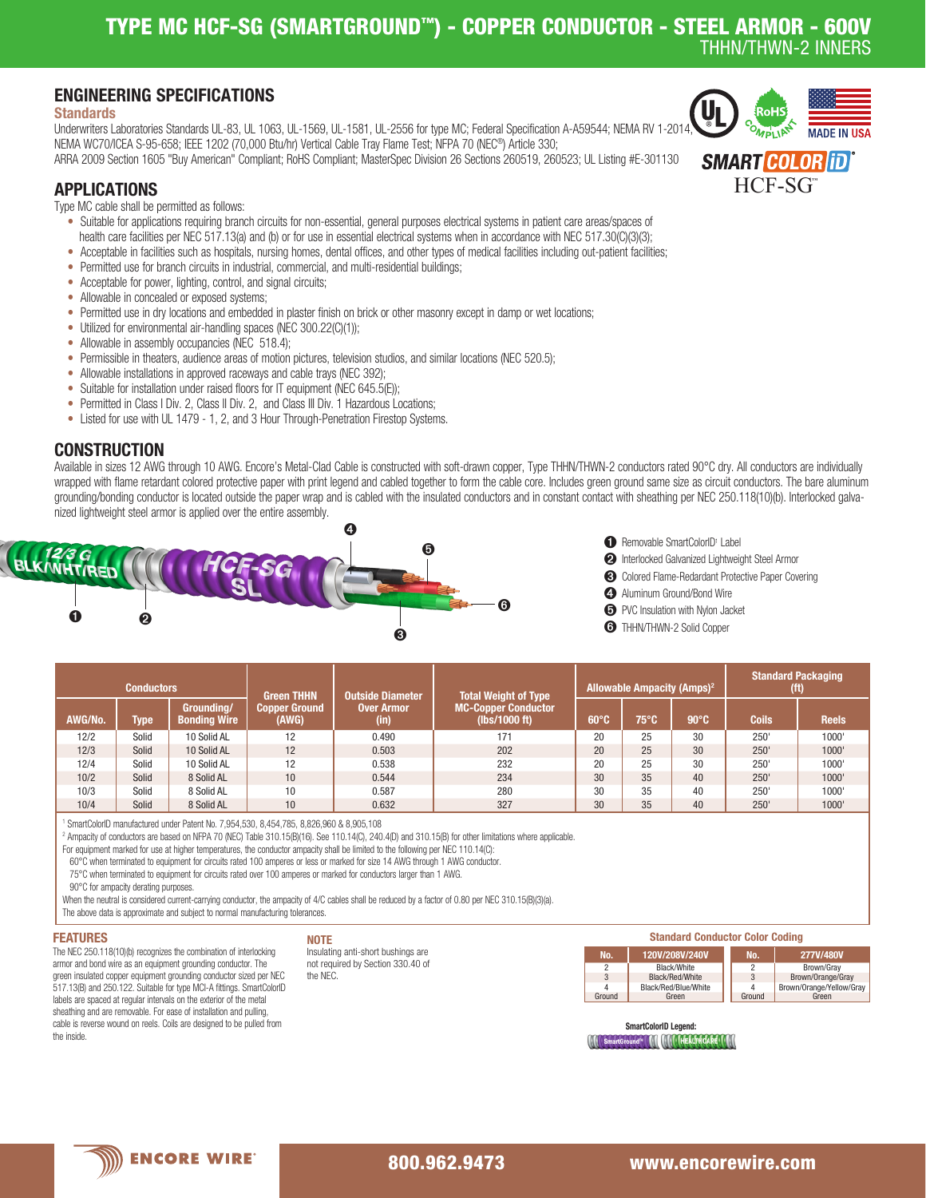# TYPE MC HCF-SG (SMARTGROUND™) - COPPER CONDUCTOR - STEEL ARMOR - 600V
THHN/THWN-2 INNERS

## ENGINEERING SPECIFICATIONS

### Standards

Underwriters Laboratories Standards UL-83, UL 1063, UL-1569, UL-1581, UL-2556 for type MC; Federal Specification A-A59544; NEMA RV 1-2014, NEMA WC70/ICEA S-95-658; IEEE 1202 (70,000 Btu/hr) Vertical Cable Tray Flame Test; NFPA 70 (NEC®) Article 330; ARRA 2009 Section 1605 "Buy American" Compliant; RoHS Compliant; MasterSpec Division 26 Sections 260519, 260523; UL Listing #E-301130

MADE IN USA

SMART COLOR iD®
HCF-SG™

## APPLICATIONS

Type MC cable shall be permitted as follows:

- Suitable for applications requiring branch circuits for non-essential, general purposes electrical systems in patient care areas/spaces of health care facilities per NEC 517.13(a) and (b) or for use in essential electrical systems when in accordance with NEC 517.30(C)(3)(3);
- Acceptable in facilities such as hospitals, nursing homes, dental offices, and other types of medical facilities including out-patient facilities;
- Permitted use for branch circuits in industrial, commercial, and multi-residential buildings;
- Acceptable for power, lighting, control, and signal circuits;
- Allowable in concealed or exposed systems;
- Permitted use in dry locations and embedded in plaster finish on brick or other masonry except in damp or wet locations;
- Utilized for environmental air-handling spaces (NEC 300.22(C)(1));
- Allowable in assembly occupancies (NEC 518.4);
- Permissible in theaters, audience areas of motion pictures, television studios, and similar locations (NEC 520.5);
- Allowable installations in approved raceways and cable trays (NEC 392);
- Suitable for installation under raised floors for IT equipment (NEC 645.5(E));
- Permitted in Class I Div. 2, Class II Div. 2, and Class III Div. 1 Hazardous Locations;
- Listed for use with UL 1479 - 1, 2, and 3 Hour Through-Penetration Firestop Systems.

## CONSTRUCTION

Available in sizes 12 AWG through 10 AWG. Encore's Metal-Clad Cable is constructed with soft-drawn copper, Type THHN/THWN-2 conductors rated 90°C dry. All conductors are individually wrapped with flame retardant colored protective paper with print legend and cabled together to form the cable core. Includes green ground same size as circuit conductors. The bare aluminum grounding/bonding conductor is located outside the paper wrap and is cabled with the insulated conductors and in constant contact with sheathing per NEC 250.118(10)(b). Interlocked galvanized lightweight steel armor is applied over the entire assembly.

1. Removable SmartColorID[1] Label
2. Interlocked Galvanized Lightweight Steel Armor
3. Colored Flame-Retardant Protective Paper Covering
4. Aluminum Ground/Bond Wire
5. PVC Insulation with Nylon Jacket
6. THHN/THWN-2 Solid Copper

| Conductors | | | Green THHN Copper Ground (AWG) | Outside Diameter Over Armor (in) | Total Weight of Type MC-Copper Conductor (lbs/1000 ft) | Allowable Ampacity (Amps)[2] | | | Standard Packaging (ft) | |
|---|---|---|---|---|---|---|---|---|---|---|
| AWG/No. | Type | Grounding/ Bonding Wire | | | | 60°C | 75°C | 90°C | Coils | Reels |
| 12/2 | Solid | 10 Solid AL | 12 | 0.490 | 171 | 20 | 25 | 30 | 250' | 1000' |
| 12/3 | Solid | 10 Solid AL | 12 | 0.503 | 202 | 20 | 25 | 30 | 250' | 1000' |
| 12/4 | Solid | 10 Solid AL | 12 | 0.538 | 232 | 20 | 25 | 30 | 250' | 1000' |
| 10/2 | Solid | 8 Solid AL | 10 | 0.544 | 234 | 30 | 35 | 40 | 250' | 1000' |
| 10/3 | Solid | 8 Solid AL | 10 | 0.587 | 280 | 30 | 35 | 40 | 250' | 1000' |
| 10/4 | Solid | 8 Solid AL | 10 | 0.632 | 327 | 30 | 35 | 40 | 250' | 1000' |

[1] SmartColorID manufactured under Patent No. 7,954,530, 8,454,785, 8,826,960 & 8,905,108

[2] Ampacity of conductors are based on NFPA 70 (NEC) Table 310.15(B)(16). See 110.14(C), 240.4(D) and 310.15(B) for other limitations where applicable.

For equipment marked for use at higher temperatures, the conductor ampacity shall be limited to the following per NEC 110.14(C):

60°C when terminated to equipment for circuits rated 100 amperes or less or marked for size 14 AWG through 1 AWG conductor.

75°C when terminated to equipment for circuits rated over 100 amperes or marked for conductors larger than 1 AWG.

90°C for ampacity derating purposes.

When the neutral is considered current-carrying conductor, the ampacity of 4/C cables shall be reduced by a factor of 0.80 per NEC 310.15(B)(3)(a).

The above data is approximate and subject to normal manufacturing tolerances.

### FEATURES

The NEC 250.118(10)(b) recognizes the combination of interlocking armor and bond wire as an equipment grounding conductor. The green insulated copper equipment grounding conductor sized per NEC 517.13(B) and 250.122. Suitable for type MCI-A fittings. SmartColorID labels are spaced at regular intervals on the exterior of the metal sheathing and are removable. For ease of installation and pulling, cable is reverse wound on reels. Coils are designed to be pulled from the inside.

### NOTE

Insulating anti-short bushings are not required by Section 330.40 of the NEC.

### Standard Conductor Color Coding

| No. | 120V/208V/240V |
|---|---|
| 2 | Black/White |
| 3 | Black/Red/White |
| 4 | Black/Red/Blue/White |
| Ground | Green |

| No. | 277V/480V |
|---|---|
| 2 | Brown/Gray |
| 3 | Brown/Orange/Gray |
| 4 | Brown/Orange/Yellow/Gray |
| Ground | Green |

**SmartColorID Legend:**

SmartGround™ HEALTHCARE

ENCORE WIRE® 800.962.9473 www.encorewire.com